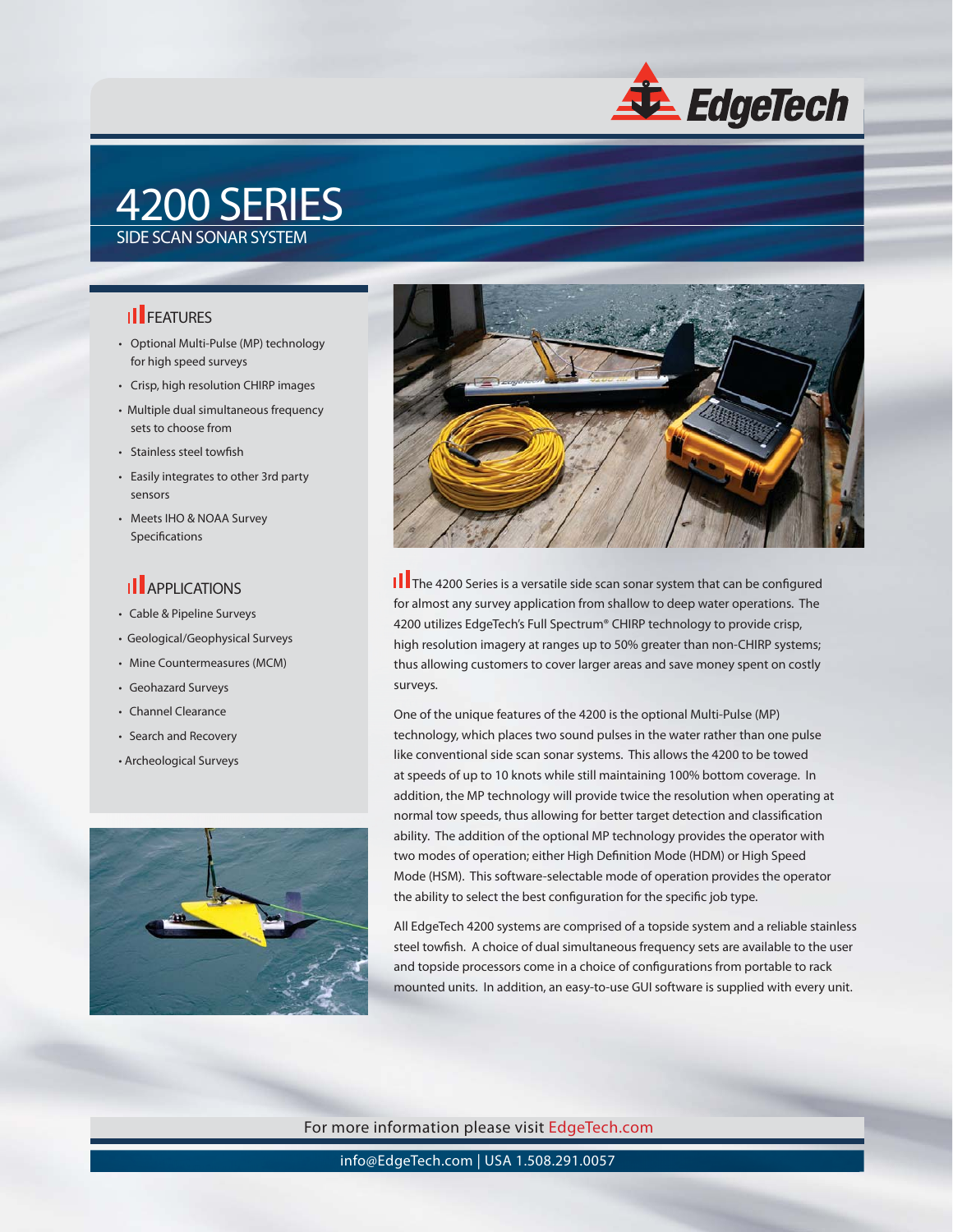EdgeTech

# 4200 SERIES

## SIDE SCAN SONAR SYSTEM

### FEATURES

- Optional Multi-Pulse (MP) technology for high speed surveys
- Crisp, high resolution CHIRP images
- Multiple dual simultaneous frequency sets to choose from
- Stainless steel towfish
- Easily integrates to other 3rd party sensors
- Meets IHO & NOAA Survey Specifications

### APPLICATIONS

- Cable & Pipeline Surveys
- Geological/Geophysical Surveys
- Mine Countermeasures (MCM)
- Geohazard Surveys
- Channel Clearance
- Search and Recovery
- Archeological Surveys

The 4200 Series is a versatile side scan sonar system that can be configured for almost any survey application from shallow to deep water operations. The 4200 utilizes EdgeTech's Full Spectrum® CHIRP technology to provide crisp, high resolution imagery at ranges up to 50% greater than non-CHIRP systems; thus allowing customers to cover larger areas and save money spent on costly surveys.

One of the unique features of the 4200 is the optional Multi-Pulse (MP) technology, which places two sound pulses in the water rather than one pulse like conventional side scan sonar systems. This allows the 4200 to be towed at speeds of up to 10 knots while still maintaining 100% bottom coverage. In addition, the MP technology will provide twice the resolution when operating at normal tow speeds, thus allowing for better target detection and classification ability. The addition of the optional MP technology provides the operator with two modes of operation; either High Definition Mode (HDM) or High Speed Mode (HSM). This software-selectable mode of operation provides the operator the ability to select the best configuration for the specific job type.

All EdgeTech 4200 systems are comprised of a topside system and a reliable stainless steel towfish. A choice of dual simultaneous frequency sets are available to the user and topside processors come in a choice of configurations from portable to rack mounted units. In addition, an easy-to-use GUI software is supplied with every unit.

For more information please visit EdgeTech.com

info@EdgeTech.com | USA 1.508.291.0057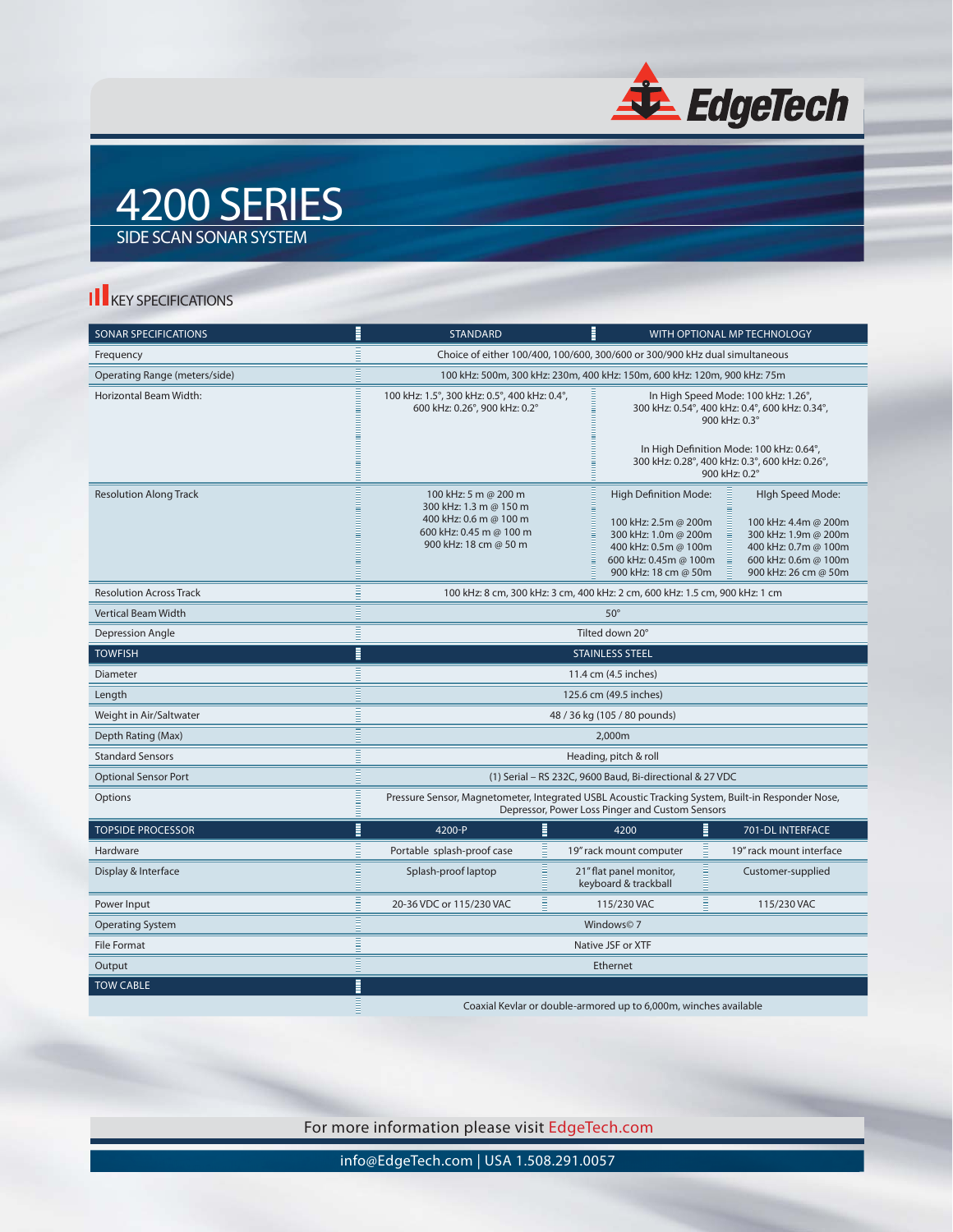# 4200 SERIES

## SIDE SCAN SONAR SYSTEM

### KEY SPECIFICATIONS

| SONAR SPECIFICATIONS | STANDARD | WITH OPTIONAL MP TECHNOLOGY | |
|---|---|---|---|
| Frequency | Choice of either 100/400, 100/600, 300/600 or 300/900 kHz dual simultaneous | | |
| Operating Range (meters/side) | 100 kHz: 500m, 300 kHz: 230m, 400 kHz: 150m, 600 kHz: 120m, 900 kHz: 75m | | |
| Horizontal Beam Width: | 100 kHz: 1.5°, 300 kHz: 0.5°, 400 kHz: 0.4°, 600 kHz: 0.26°, 900 kHz: 0.2° | In High Speed Mode: 100 kHz: 1.26°, 300 kHz: 0.54°, 400 kHz: 0.4°, 600 kHz: 0.34°, 900 kHz: 0.3°<br><br>In High Definition Mode: 100 kHz: 0.64°, 300 kHz: 0.28°, 400 kHz: 0.3°, 600 kHz: 0.26°, 900 kHz: 0.2° | |
| Resolution Along Track | 100 kHz: 5 m @ 200 m<br>300 kHz: 1.3 m @ 150 m<br>400 kHz: 0.6 m @ 100 m<br>600 kHz: 0.45 m @ 100 m<br>900 kHz: 18 cm @ 50 m | High Definition Mode:<br><br>100 kHz: 2.5m @ 200m<br>300 kHz: 1.0m @ 200m<br>400 kHz: 0.5m @ 100m<br>600 kHz: 0.45m @ 100m<br>900 kHz: 18 cm @ 50m | HIgh Speed Mode:<br><br>100 kHz: 4.4m @ 200m<br>300 kHz: 1.9m @ 200m<br>400 kHz: 0.7m @ 100m<br>600 kHz: 0.6m @ 100m<br>900 kHz: 26 cm @ 50m |
| Resolution Across Track | 100 kHz: 8 cm, 300 kHz: 3 cm, 400 kHz: 2 cm, 600 kHz: 1.5 cm, 900 kHz: 1 cm | | |
| Vertical Beam Width | 50° | | |
| Depression Angle | Tilted down 20° | | |
| **TOWFISH** | **STAINLESS STEEL** | | |
| Diameter | 11.4 cm (4.5 inches) | | |
| Length | 125.6 cm (49.5 inches) | | |
| Weight in Air/Saltwater | 48 / 36 kg (105 / 80 pounds) | | |
| Depth Rating (Max) | 2,000m | | |
| Standard Sensors | Heading, pitch & roll | | |
| Optional Sensor Port | (1) Serial – RS 232C, 9600 Baud, Bi-directional & 27 VDC | | |
| Options | Pressure Sensor, Magnetometer, Integrated USBL Acoustic Tracking System, Built-in Responder Nose, Depressor, Power Loss Pinger and Custom Sensors | | |
| **TOPSIDE PROCESSOR** | **4200-P** | **4200** | **701-DL INTERFACE** |
| Hardware | Portable splash-proof case | 19" rack mount computer | 19" rack mount interface |
| Display & Interface | Splash-proof laptop | 21" flat panel monitor, keyboard & trackball | Customer-supplied |
| Power Input | 20-36 VDC or 115/230 VAC | 115/230 VAC | 115/230 VAC |
| Operating System | Windows© 7 | | |
| File Format | Native JSF or XTF | | |
| Output | Ethernet | | |
| **TOW CABLE** | | | |
| | Coaxial Kevlar or double-armored up to 6,000m, winches available | | |

For more information please visit EdgeTech.com

info@EdgeTech.com | USA 1.508.291.0057